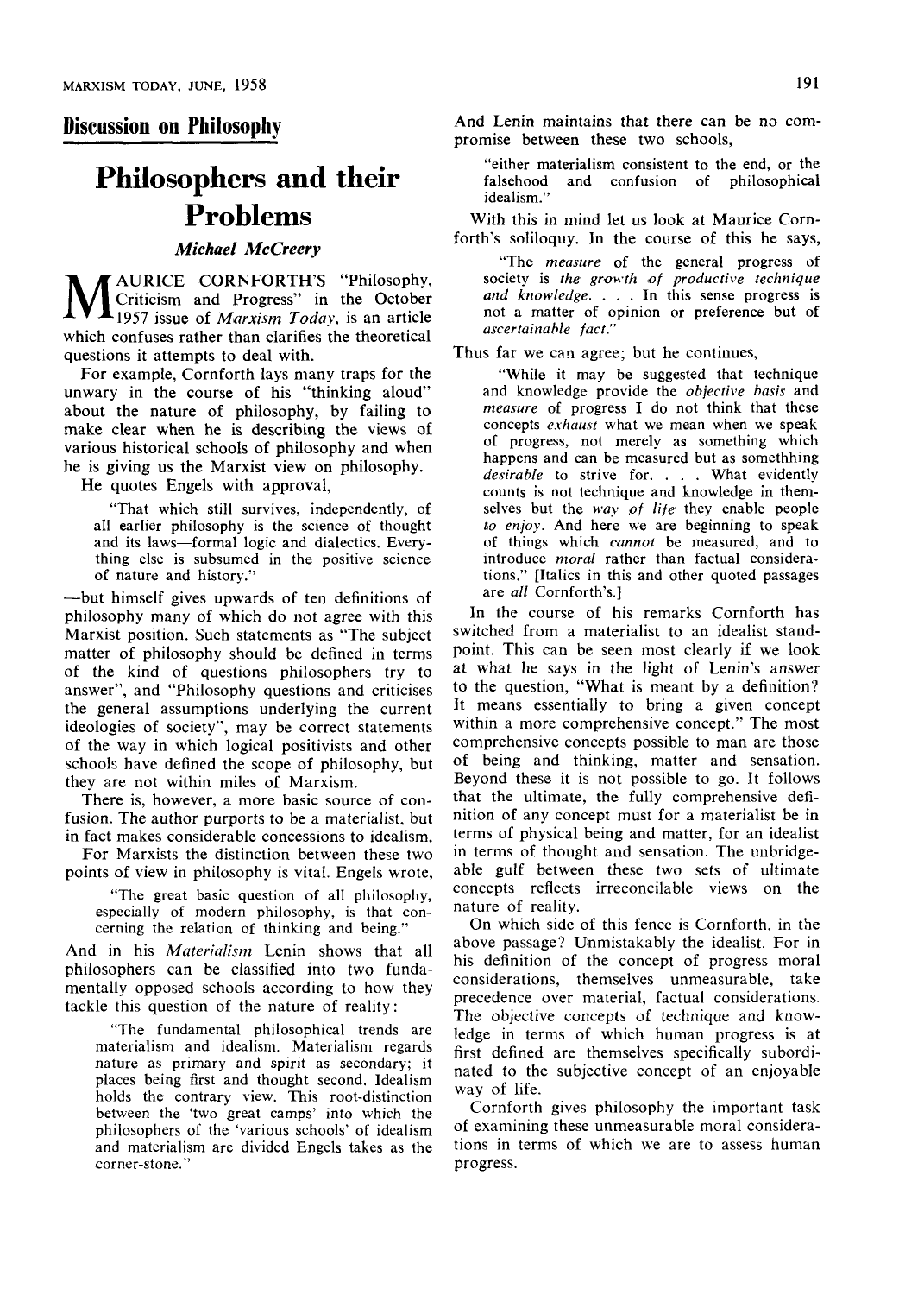## Discussion on Philosophy

# Philosophers and their Problems

### *Michael McCreery*

MAURICE CORNFORTH'S "Philosophy, Criticism and Progress" in the October 1957 issue of *Marxism Today*, is an article which confuses rather than clarifies the theoretical questions it attempts to deal with.

For example, Cornforth lays many traps for the unwary in the course of his "thinking aloud" about the nature of philosophy, by failing to make clear when he is describing the views of various historical schools of philosophy and when he is giving us the Marxist view on philosophy.

He quotes Engels with approval,

> "That which still survives, independently, of all earlier philosophy is the science of thought and its laws—formal logic and dialectics. Everything else is subsumed in the positive science of nature and history."

—but himself gives upwards of ten definitions of philosophy many of which do not agree with this Marxist position. Such statements as "The subject matter of philosophy should be defined in terms of the kind of questions philosophers try to answer", and "Philosophy questions and criticises the general assumptions underlying the current ideologies of society", may be correct statements of the way in which logical positivists and other schools have defined the scope of philosophy, but they are not within miles of Marxism.

There is, however, a more basic source of confusion. The author purports to be a materialist, but in fact makes considerable concessions to idealism.

For Marxists the distinction between these two points of view in philosophy is vital. Engels wrote,

> "The great basic question of all philosophy, especially of modern philosophy, is that concerning the relation of thinking and being."

And in his *Materialism* Lenin shows that all philosophers can be classified into two fundamentally opposed schools according to how they tackle this question of the nature of reality:

> "The fundamental philosophical trends are materialism and idealism. Materialism regards nature as primary and spirit as secondary; it places being first and thought second. Idealism holds the contrary view. This root-distinction between the 'two great camps' into which the philosophers of the 'various schools' of idealism and materialism are divided Engels takes as the corner-stone."

And Lenin maintains that there can be no compromise between these two schools,

> "either materialism consistent to the end, or the falsehood and confusion of philosophical idealism."

With this in mind let us look at Maurice Cornforth's soliloquy. In the course of this he says,

> "The *measure* of the general progress of society is *the growth of productive technique and knowledge*. . . . In this sense progress is not a matter of opinion or preference but of *ascertainable fact.*"

Thus far we can agree; but he continues,

> "While it may be suggested that technique and knowledge provide the *objective basis* and *measure* of progress I do not think that these concepts *exhaust* what we mean when we speak of progress, not merely as something which happens and can be measured but as somethhing *desirable* to strive for. . . . What evidently counts is not technique and knowledge in themselves but the *way of life* they enable people *to enjoy*. And here we are beginning to speak of things which *cannot* be measured, and to introduce *moral* rather than factual considerations." [Italics in this and other quoted passages are *all* Cornforth's.]

In the course of his remarks Cornforth has switched from a materialist to an idealist standpoint. This can be seen most clearly if we look at what he says in the light of Lenin's answer to the question, "What is meant by a definition? It means essentially to bring a given concept within a more comprehensive concept." The most comprehensive concepts possible to man are those of being and thinking, matter and sensation. Beyond these it is not possible to go. It follows that the ultimate, the fully comprehensive definition of any concept must for a materialist be in terms of physical being and matter, for an idealist in terms of thought and sensation. The unbridgeable gulf between these two sets of ultimate concepts reflects irreconcilable views on the nature of reality.

On which side of this fence is Cornforth, in the above passage? Unmistakably the idealist. For in his definition of the concept of progress moral considerations, themselves unmeasurable, take precedence over material, factual considerations. The objective concepts of technique and knowledge in terms of which human progress is at first defined are themselves specifically subordinated to the subjective concept of an enjoyable way of life.

Cornforth gives philosophy the important task of examining these unmeasurable moral considerations in terms of which we are to assess human progress.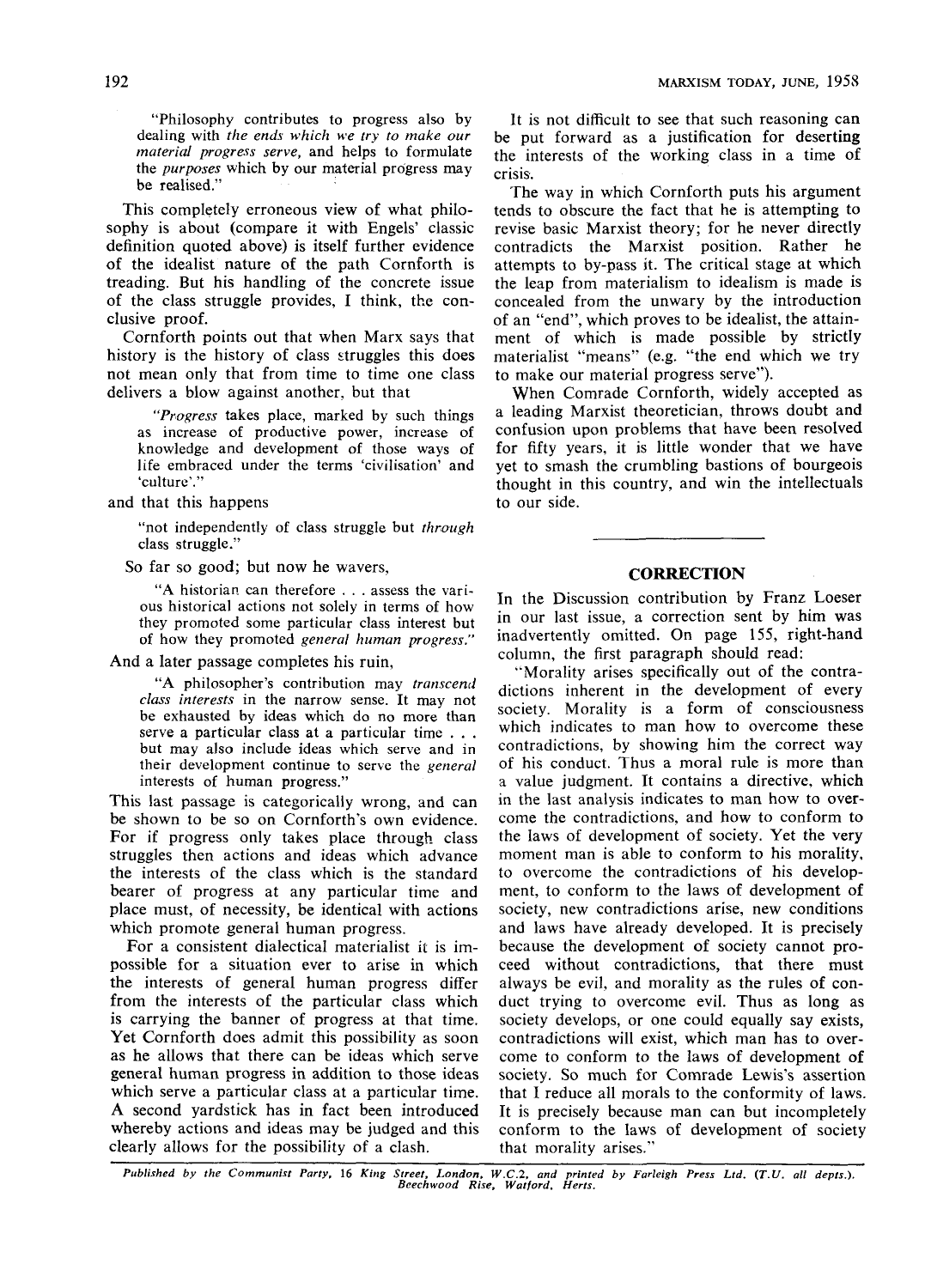"Philosophy contributes to progress also by dealing with *the ends which we try to make our material progress serve*, and helps to formulate the *purposes* which by our material progress may be realised."

This completely erroneous view of what philosophy is about (compare it with Engels' classic definition quoted above) is itself further evidence of the idealist nature of the path Cornforth is treading. But his handling of the concrete issue of the class struggle provides, I think, the conclusive proof.

Cornforth points out that when Marx says that history is the history of class struggles this does not mean only that from time to time one class delivers a blow against another, but that

> "*Progress* takes place, marked by such things as increase of productive power, increase of knowledge and development of those ways of life embraced under the terms 'civilisation' and 'culture'."

and that this happens

> "not independently of class struggle but *through* class struggle."

So far so good; but now he wavers,

> "A historian can therefore . . . assess the various historical actions not solely in terms of how they promoted some particular class interest but of how they promoted *general human progress*."

And a later passage completes his ruin,

> "A philosopher's contribution may *transcend class interests* in the narrow sense. It may not be exhausted by ideas which do no more than serve a particular class at a particular time . . . but may also include ideas which serve and in their development continue to serve the *general* interests of human progress."

This last passage is categorically wrong, and can be shown to be so on Cornforth's own evidence. For if progress only takes place through class struggles then actions and ideas which advance the interests of the class which is the standard bearer of progress at any particular time and place must, of necessity, be identical with actions which promote general human progress.

For a consistent dialectical materialist it is impossible for a situation ever to arise in which the interests of general human progress differ from the interests of the particular class which is carrying the banner of progress at that time. Yet Cornforth does admit this possibility as soon as he allows that there can be ideas which serve general human progress in addition to those ideas which serve a particular class at a particular time. A second yardstick has in fact been introduced whereby actions and ideas may be judged and this clearly allows for the possibility of a clash.

It is not difficult to see that such reasoning can be put forward as a justification for deserting the interests of the working class in a time of crisis.

The way in which Cornforth puts his argument tends to obscure the fact that he is attempting to revise basic Marxist theory; for he never directly contradicts the Marxist position. Rather he attempts to by-pass it. The critical stage at which the leap from materialism to idealism is made is concealed from the unwary by the introduction of an "end", which proves to be idealist, the attainment of which is made possible by strictly materialist "means" (e.g. "the end which we try to make our material progress serve").

When Comrade Cornforth, widely accepted as a leading Marxist theoretician, throws doubt and confusion upon problems that have been resolved for fifty years, it is little wonder that we have yet to smash the crumbling bastions of bourgeois thought in this country, and win the intellectuals to our side.

---

## CORRECTION

In the Discussion contribution by Franz Loeser in our last issue, a correction sent by him was inadvertently omitted. On page 155, right-hand column, the first paragraph should read:

"Morality arises specifically out of the contradictions inherent in the development of every society. Morality is a form of consciousness which indicates to man how to overcome these contradictions, by showing him the correct way of his conduct. Thus a moral rule is more than a value judgment. It contains a directive, which in the last analysis indicates to man how to overcome the contradictions, and how to conform to the laws of development of society. Yet the very moment man is able to conform to his morality, to overcome the contradictions of his development, to conform to the laws of development of society, new contradictions arise, new conditions and laws have already developed. It is precisely because the development of society cannot proceed without contradictions, that there must always be evil, and morality as the rules of conduct trying to overcome evil. Thus as long as society develops, or one could equally say exists, contradictions will exist, which man has to overcome to conform to the laws of development of society. So much for Comrade Lewis's assertion that I reduce all morals to the conformity of laws. It is precisely because man can but incompletely conform to the laws of development of society that morality arises."

*Published by the Communist Party, 16 King Street, London, W.C.2, and printed by Farleigh Press Ltd. (T.U. all depts.). Beechwood Rise, Watford, Herts.*